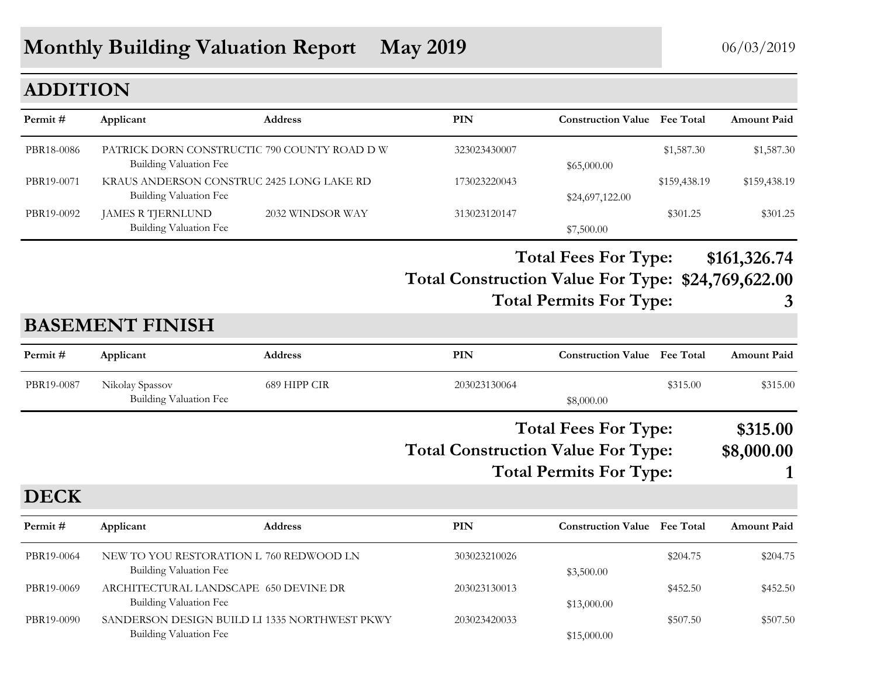# Monthly Building Valuation Report May 2019

06/03/2019

## ADDITION

| Permit # | Applicant | Address | PIN | Construction Value | Fee Total | Amount Paid |
|---|---|---|---|---|---|---|
| PBR18-0086 | PATRICK DORN CONSTRUCTIC | 790 COUNTY ROAD D W | 323023430007 | | $1,587.30 | $1,587.30 |
| | Building Valuation Fee | | | $65,000.00 | | |
| PBR19-0071 | KRAUS ANDERSON CONSTRUC | 2425 LONG LAKE RD | 173023220043 | | $159,438.19 | $159,438.19 |
| | Building Valuation Fee | | | $24,697,122.00 | | |
| PBR19-0092 | JAMES R TJERNLUND | 2032 WINDSOR WAY | 313023120147 | | $301.25 | $301.25 |
| | Building Valuation Fee | | | $7,500.00 | | |

**Total Fees For Type: $161,326.74**

**Total Construction Value For Type: $24,769,622.00**

**Total Permits For Type: 3**

## BASEMENT FINISH

| Permit # | Applicant | Address | PIN | Construction Value | Fee Total | Amount Paid |
|---|---|---|---|---|---|---|
| PBR19-0087 | Nikolay Spassov | 689 HIPP CIR | 203023130064 | | $315.00 | $315.00 |
| | Building Valuation Fee | | | $8,000.00 | | |

**Total Fees For Type: $315.00**

**Total Construction Value For Type: $8,000.00**

**Total Permits For Type: 1**

## DECK

| Permit # | Applicant | Address | PIN | Construction Value | Fee Total | Amount Paid |
|---|---|---|---|---|---|---|
| PBR19-0064 | NEW TO YOU RESTORATION L | 760 REDWOOD LN | 303023210026 | | $204.75 | $204.75 |
| | Building Valuation Fee | | | $3,500.00 | | |
| PBR19-0069 | ARCHITECTURAL LANDSCAPE | 650 DEVINE DR | 203023130013 | | $452.50 | $452.50 |
| | Building Valuation Fee | | | $13,000.00 | | |
| PBR19-0090 | SANDERSON DESIGN BUILD LI | 1335 NORTHWEST PKWY | 203023420033 | | $507.50 | $507.50 |
| | Building Valuation Fee | | | $15,000.00 | | |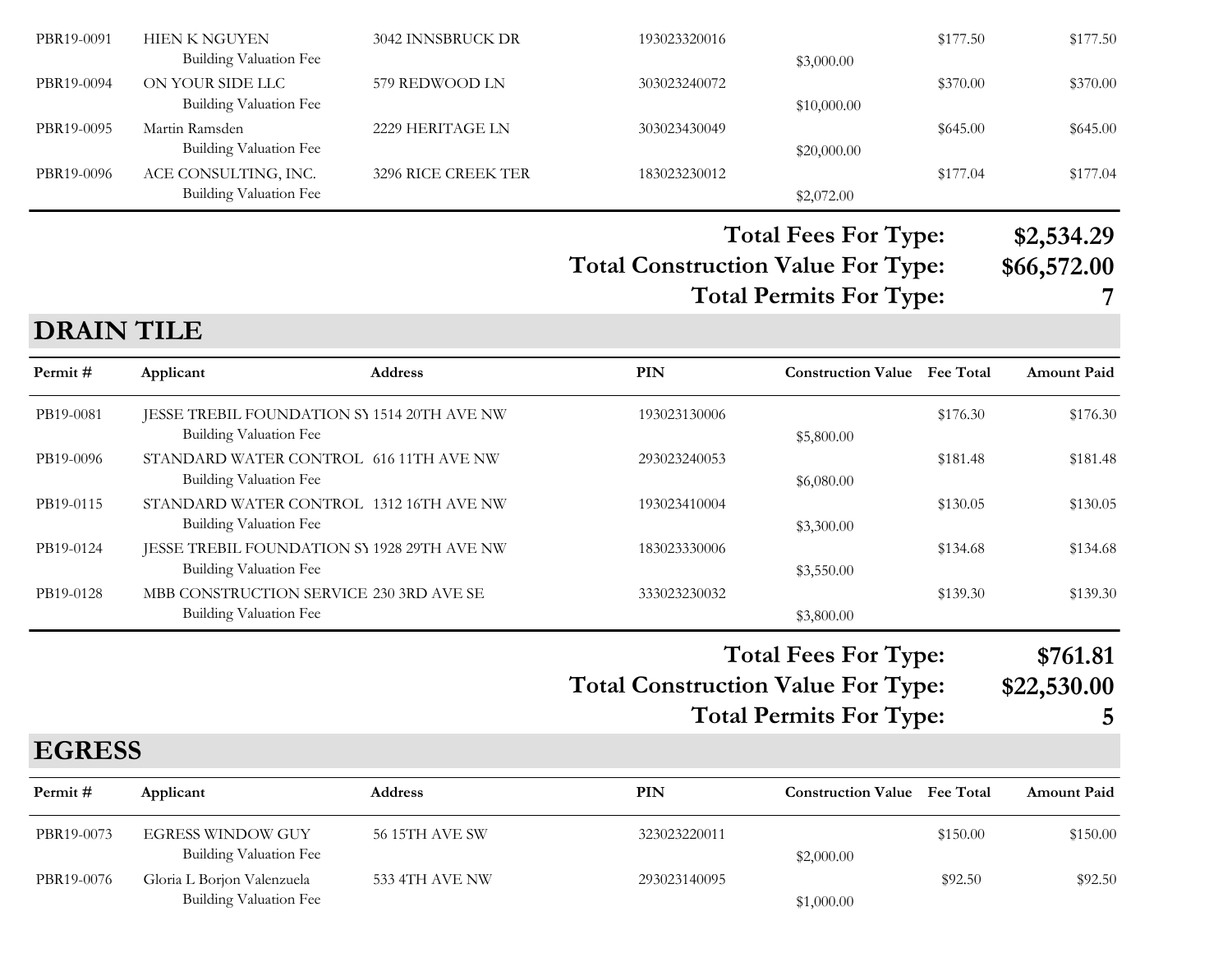| Permit # | Applicant | Address | PIN | Construction Value | Fee Total | Amount Paid |
|---|---|---|---|---|---|---|
| PBR19-0091 | HIEN K NGUYEN | 3042 INNSBRUCK DR | 193023320016 | | $177.50 | $177.50 |
| | Building Valuation Fee | | | $3,000.00 | | |
| PBR19-0094 | ON YOUR SIDE LLC | 579 REDWOOD LN | 303023240072 | | $370.00 | $370.00 |
| | Building Valuation Fee | | | $10,000.00 | | |
| PBR19-0095 | Martin Ramsden | 2229 HERITAGE LN | 303023430049 | | $645.00 | $645.00 |
| | Building Valuation Fee | | | $20,000.00 | | |
| PBR19-0096 | ACE CONSULTING, INC. | 3296 RICE CREEK TER | 183023230012 | | $177.04 | $177.04 |
| | Building Valuation Fee | | | $2,072.00 | | |

**Total Fees For Type: $2,534.29**
**Total Construction Value For Type: $66,572.00**
**Total Permits For Type: 7**

## DRAIN TILE

| Permit # | Applicant | Address | PIN | Construction Value | Fee Total | Amount Paid |
|---|---|---|---|---|---|---|
| PB19-0081 | JESSE TREBIL FOUNDATION SY | 1514 20TH AVE NW | 193023130006 | | $176.30 | $176.30 |
| | Building Valuation Fee | | | $5,800.00 | | |
| PB19-0096 | STANDARD WATER CONTROL | 616 11TH AVE NW | 293023240053 | | $181.48 | $181.48 |
| | Building Valuation Fee | | | $6,080.00 | | |
| PB19-0115 | STANDARD WATER CONTROL | 1312 16TH AVE NW | 193023410004 | | $130.05 | $130.05 |
| | Building Valuation Fee | | | $3,300.00 | | |
| PB19-0124 | JESSE TREBIL FOUNDATION SY | 1928 29TH AVE NW | 183023330006 | | $134.68 | $134.68 |
| | Building Valuation Fee | | | $3,550.00 | | |
| PB19-0128 | MBB CONSTRUCTION SERVICE | 230 3RD AVE SE | 333023230032 | | $139.30 | $139.30 |
| | Building Valuation Fee | | | $3,800.00 | | |

**Total Fees For Type: $761.81**
**Total Construction Value For Type: $22,530.00**
**Total Permits For Type: 5**

## EGRESS

| Permit # | Applicant | Address | PIN | Construction Value | Fee Total | Amount Paid |
|---|---|---|---|---|---|---|
| PBR19-0073 | EGRESS WINDOW GUY | 56 15TH AVE SW | 323023220011 | | $150.00 | $150.00 |
| | Building Valuation Fee | | | $2,000.00 | | |
| PBR19-0076 | Gloria L Borjon Valenzuela | 533 4TH AVE NW | 293023140095 | | $92.50 | $92.50 |
| | Building Valuation Fee | | | $1,000.00 | | |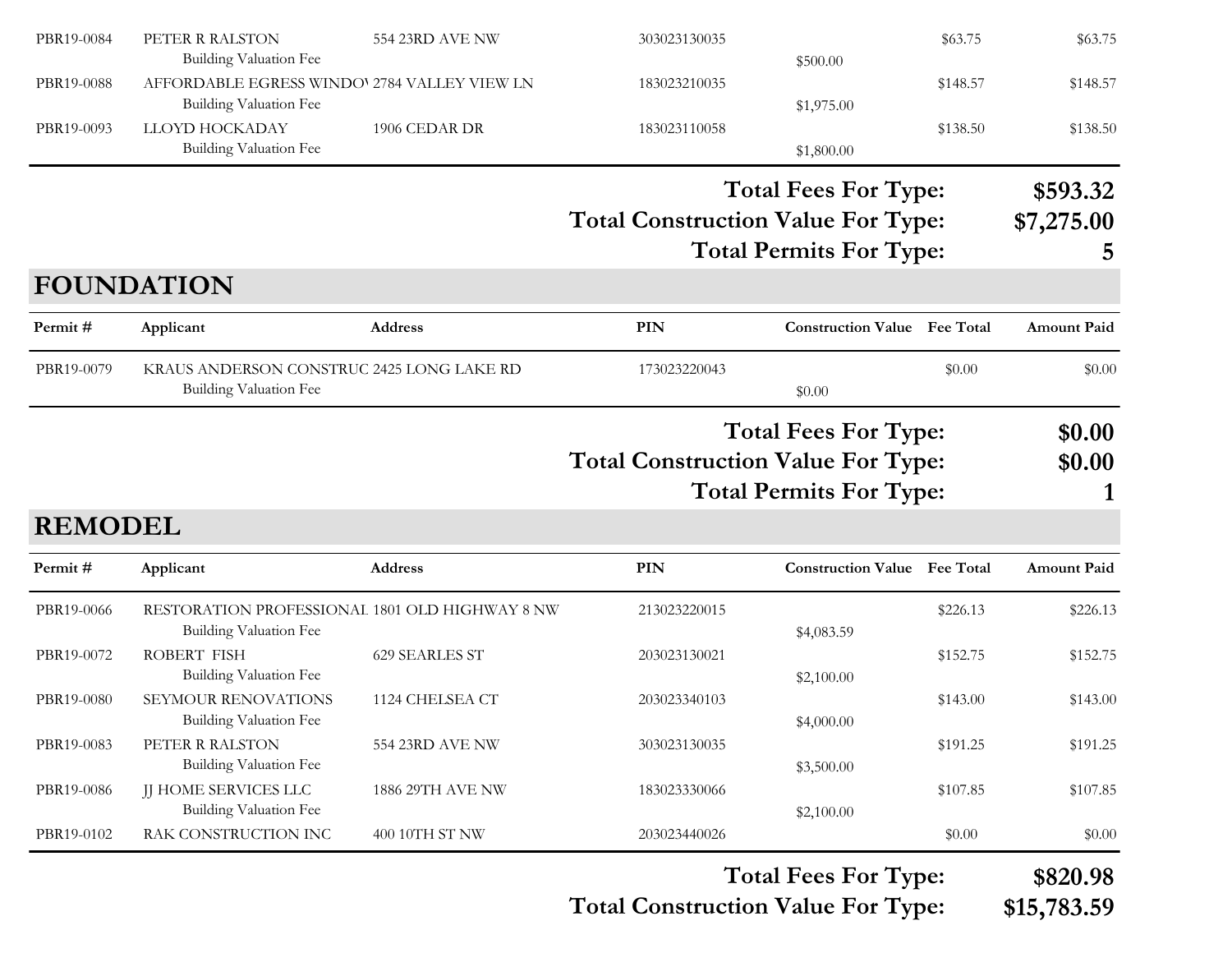| Permit # | Applicant | Address | PIN | Construction Value | Fee Total | Amount Paid |
|---|---|---|---|---|---|---|
| PBR19-0084 | PETER R RALSTON | 554 23RD AVE NW | 303023130035 | | $63.75 | $63.75 |
| | Building Valuation Fee | | | $500.00 | | |
| PBR19-0088 | AFFORDABLE EGRESS WINDOW | 2784 VALLEY VIEW LN | 183023210035 | | $148.57 | $148.57 |
| | Building Valuation Fee | | | $1,975.00 | | |
| PBR19-0093 | LLOYD HOCKADAY | 1906 CEDAR DR | 183023110058 | | $138.50 | $138.50 |
| | Building Valuation Fee | | | $1,800.00 | | |

**Total Fees For Type:** **$593.32**
**Total Construction Value For Type:** **$7,275.00**
**Total Permits For Type:** **5**

## FOUNDATION

| Permit # | Applicant | Address | PIN | Construction Value | Fee Total | Amount Paid |
|---|---|---|---|---|---|---|
| PBR19-0079 | KRAUS ANDERSON CONSTRUC | 2425 LONG LAKE RD | 173023220043 | | $0.00 | $0.00 |
| | Building Valuation Fee | | | $0.00 | | |

**Total Fees For Type:** **$0.00**
**Total Construction Value For Type:** **$0.00**
**Total Permits For Type:** **1**

## REMODEL

| Permit # | Applicant | Address | PIN | Construction Value | Fee Total | Amount Paid |
|---|---|---|---|---|---|---|
| PBR19-0066 | RESTORATION PROFESSIONAL | 1801 OLD HIGHWAY 8 NW | 213023220015 | | $226.13 | $226.13 |
| | Building Valuation Fee | | | $4,083.59 | | |
| PBR19-0072 | ROBERT FISH | 629 SEARLES ST | 203023130021 | | $152.75 | $152.75 |
| | Building Valuation Fee | | | $2,100.00 | | |
| PBR19-0080 | SEYMOUR RENOVATIONS | 1124 CHELSEA CT | 203023340103 | | $143.00 | $143.00 |
| | Building Valuation Fee | | | $4,000.00 | | |
| PBR19-0083 | PETER R RALSTON | 554 23RD AVE NW | 303023130035 | | $191.25 | $191.25 |
| | Building Valuation Fee | | | $3,500.00 | | |
| PBR19-0086 | JJ HOME SERVICES LLC | 1886 29TH AVE NW | 183023330066 | | $107.85 | $107.85 |
| | Building Valuation Fee | | | $2,100.00 | | |
| PBR19-0102 | RAK CONSTRUCTION INC | 400 10TH ST NW | 203023440026 | | $0.00 | $0.00 |

**Total Fees For Type:** **$820.98**
**Total Construction Value For Type:** **$15,783.59**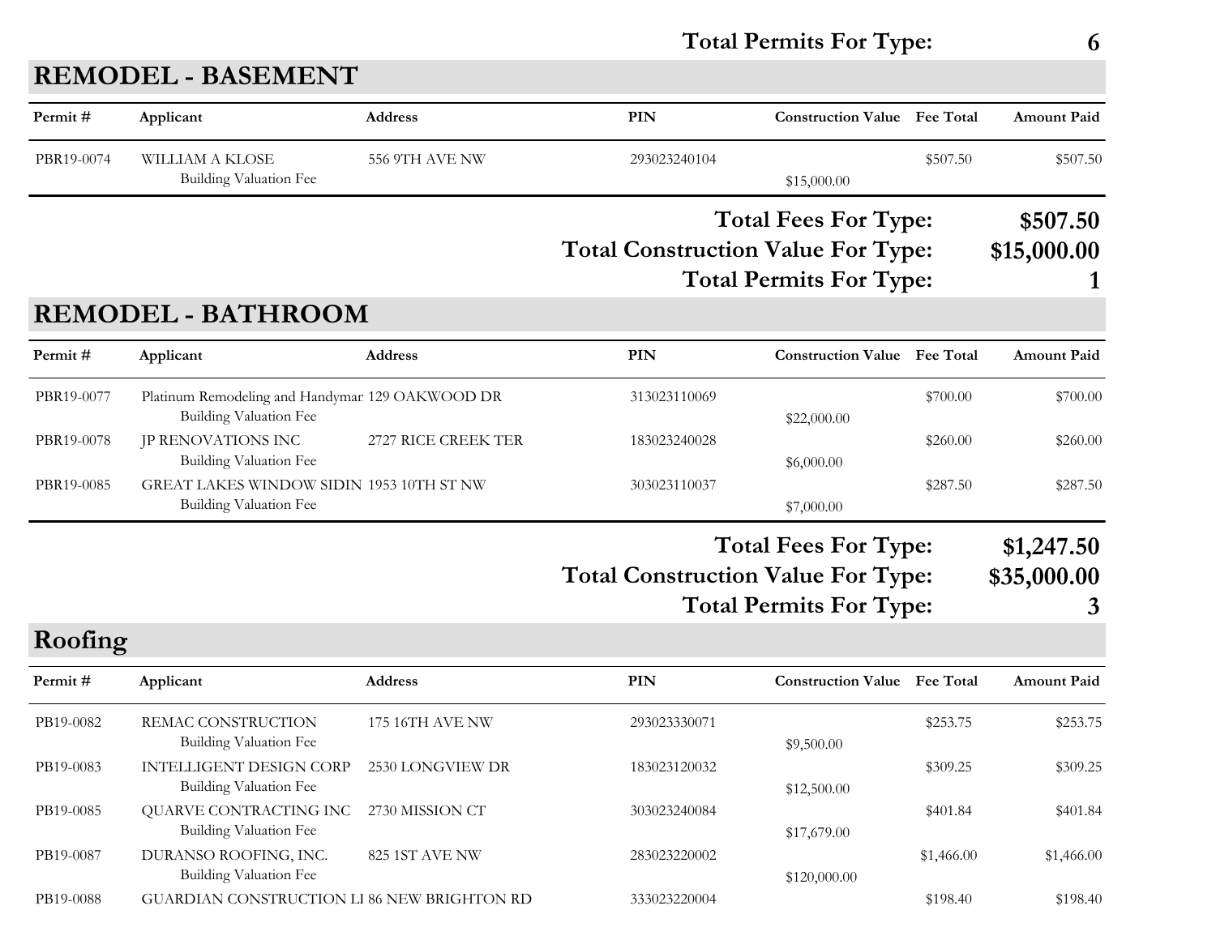**Total Permits For Type: 6**

## REMODEL - BASEMENT

| Permit # | Applicant | Address | PIN | Construction Value | Fee Total | Amount Paid |
|---|---|---|---|---|---|---|
| PBR19-0074 | WILLIAM A KLOSE | 556 9TH AVE NW | 293023240104 | | $507.50 | $507.50 |
| | Building Valuation Fee | | | $15,000.00 | | |

**Total Fees For Type: $507.50**

**Total Construction Value For Type: $15,000.00**

**Total Permits For Type: 1**

## REMODEL - BATHROOM

| Permit # | Applicant | Address | PIN | Construction Value | Fee Total | Amount Paid |
|---|---|---|---|---|---|---|
| PBR19-0077 | Platinum Remodeling and Handymar | 129 OAKWOOD DR | 313023110069 | | $700.00 | $700.00 |
| | Building Valuation Fee | | | $22,000.00 | | |
| PBR19-0078 | JP RENOVATIONS INC | 2727 RICE CREEK TER | 183023240028 | | $260.00 | $260.00 |
| | Building Valuation Fee | | | $6,000.00 | | |
| PBR19-0085 | GREAT LAKES WINDOW SIDIN | 1953 10TH ST NW | 303023110037 | | $287.50 | $287.50 |
| | Building Valuation Fee | | | $7,000.00 | | |

**Total Fees For Type: $1,247.50**

**Total Construction Value For Type: $35,000.00**

**Total Permits For Type: 3**

## Roofing

| Permit # | Applicant | Address | PIN | Construction Value | Fee Total | Amount Paid |
|---|---|---|---|---|---|---|
| PB19-0082 | REMAC CONSTRUCTION | 175 16TH AVE NW | 293023330071 | | $253.75 | $253.75 |
| | Building Valuation Fee | | | $9,500.00 | | |
| PB19-0083 | INTELLIGENT DESIGN CORP | 2530 LONGVIEW DR | 183023120032 | | $309.25 | $309.25 |
| | Building Valuation Fee | | | $12,500.00 | | |
| PB19-0085 | QUARVE CONTRACTING INC | 2730 MISSION CT | 303023240084 | | $401.84 | $401.84 |
| | Building Valuation Fee | | | $17,679.00 | | |
| PB19-0087 | DURANSO ROOFING, INC. | 825 1ST AVE NW | 283023220002 | | $1,466.00 | $1,466.00 |
| | Building Valuation Fee | | | $120,000.00 | | |
| PB19-0088 | GUARDIAN CONSTRUCTION LI | 86 NEW BRIGHTON RD | 333023220004 | | $198.40 | $198.40 |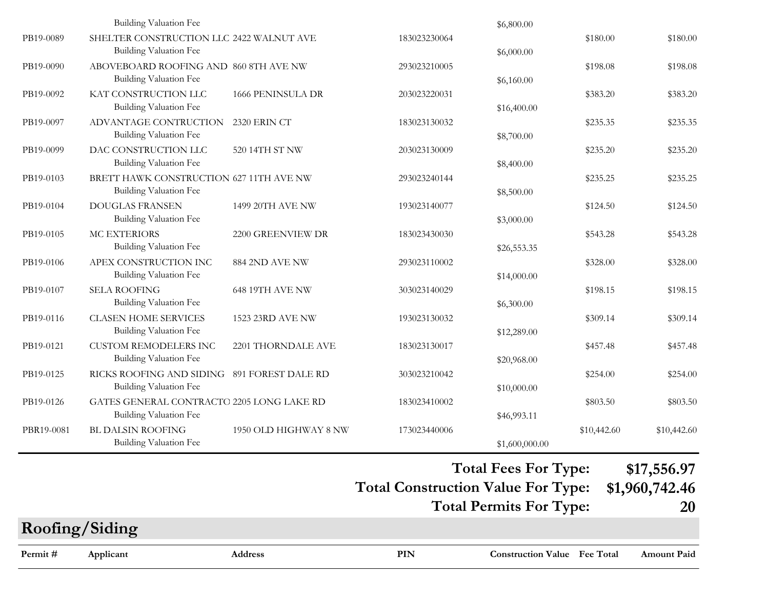| Permit # | Applicant | Address | PIN | Construction Value | Fee Total | Amount Paid |
|---|---|---|---|---|---|---|
| | Building Valuation Fee | | | $6,800.00 | | |
| PB19-0089 | SHELTER CONSTRUCTION LLC | 2422 WALNUT AVE | 183023230064 | | $180.00 | $180.00 |
| | Building Valuation Fee | | | $6,000.00 | | |
| PB19-0090 | ABOVEBOARD ROOFING AND | 860 8TH AVE NW | 293023210005 | | $198.08 | $198.08 |
| | Building Valuation Fee | | | $6,160.00 | | |
| PB19-0092 | KAT CONSTRUCTION LLC | 1666 PENINSULA DR | 203023220031 | | $383.20 | $383.20 |
| | Building Valuation Fee | | | $16,400.00 | | |
| PB19-0097 | ADVANTAGE CONTRUCTION | 2320 ERIN CT | 183023130032 | | $235.35 | $235.35 |
| | Building Valuation Fee | | | $8,700.00 | | |
| PB19-0099 | DAC CONSTRUCTION LLC | 520 14TH ST NW | 203023130009 | | $235.20 | $235.20 |
| | Building Valuation Fee | | | $8,400.00 | | |
| PB19-0103 | BRETT HAWK CONSTRUCTION | 627 11TH AVE NW | 293023240144 | | $235.25 | $235.25 |
| | Building Valuation Fee | | | $8,500.00 | | |
| PB19-0104 | DOUGLAS FRANSEN | 1499 20TH AVE NW | 193023140077 | | $124.50 | $124.50 |
| | Building Valuation Fee | | | $3,000.00 | | |
| PB19-0105 | MC EXTERIORS | 2200 GREENVIEW DR | 183023430030 | | $543.28 | $543.28 |
| | Building Valuation Fee | | | $26,553.35 | | |
| PB19-0106 | APEX CONSTRUCTION INC | 884 2ND AVE NW | 293023110002 | | $328.00 | $328.00 |
| | Building Valuation Fee | | | $14,000.00 | | |
| PB19-0107 | SELA ROOFING | 648 19TH AVE NW | 303023140029 | | $198.15 | $198.15 |
| | Building Valuation Fee | | | $6,300.00 | | |
| PB19-0116 | CLASEN HOME SERVICES | 1523 23RD AVE NW | 193023130032 | | $309.14 | $309.14 |
| | Building Valuation Fee | | | $12,289.00 | | |
| PB19-0121 | CUSTOM REMODELERS INC | 2201 THORNDALE AVE | 183023130017 | | $457.48 | $457.48 |
| | Building Valuation Fee | | | $20,968.00 | | |
| PB19-0125 | RICKS ROOFING AND SIDING | 891 FOREST DALE RD | 303023210042 | | $254.00 | $254.00 |
| | Building Valuation Fee | | | $10,000.00 | | |
| PB19-0126 | GATES GENERAL CONTRACTO | 2205 LONG LAKE RD | 183023410002 | | $803.50 | $803.50 |
| | Building Valuation Fee | | | $46,993.11 | | |
| PBR19-0081 | BL DALSIN ROOFING | 1950 OLD HIGHWAY 8 NW | 173023440006 | | $10,442.60 | $10,442.60 |
| | Building Valuation Fee | | | $1,600,000.00 | | |

**Total Fees For Type: $17,556.97**

**Total Construction Value For Type: $1,960,742.46**

**Total Permits For Type: 20**

## Roofing/Siding

| Permit # | Applicant | Address | PIN | Construction Value | Fee Total | Amount Paid |
|---|---|---|---|---|---|---|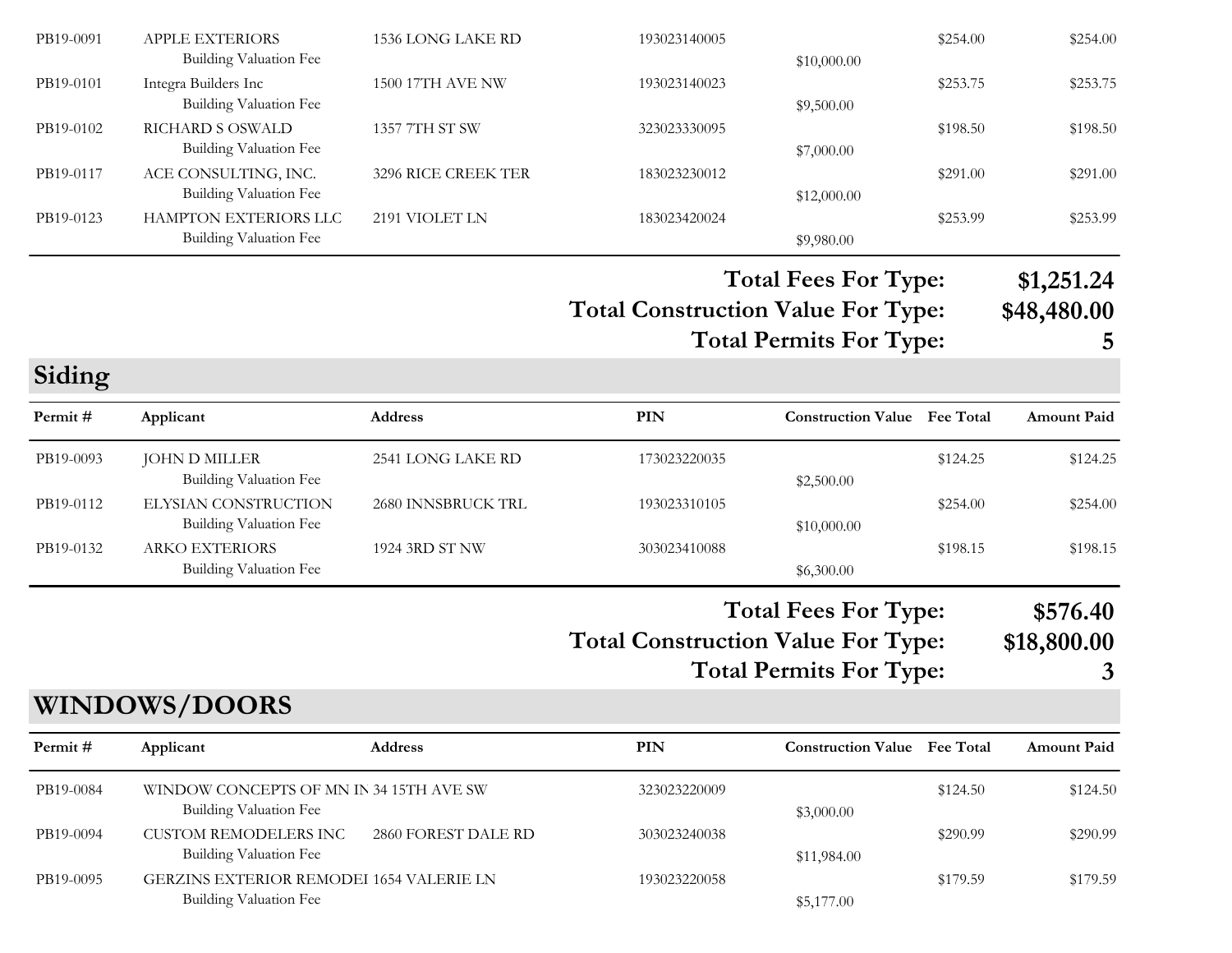| Permit # | Applicant | Address | PIN | Construction Value | Fee Total | Amount Paid |
|---|---|---|---|---|---|---|
| PB19-0091 | APPLE EXTERIORS | 1536 LONG LAKE RD | 193023140005 | | $254.00 | $254.00 |
| | Building Valuation Fee | | | $10,000.00 | | |
| PB19-0101 | Integra Builders Inc | 1500 17TH AVE NW | 193023140023 | | $253.75 | $253.75 |
| | Building Valuation Fee | | | $9,500.00 | | |
| PB19-0102 | RICHARD S OSWALD | 1357 7TH ST SW | 323023330095 | | $198.50 | $198.50 |
| | Building Valuation Fee | | | $7,000.00 | | |
| PB19-0117 | ACE CONSULTING, INC. | 3296 RICE CREEK TER | 183023230012 | | $291.00 | $291.00 |
| | Building Valuation Fee | | | $12,000.00 | | |
| PB19-0123 | HAMPTON EXTERIORS LLC | 2191 VIOLET LN | 183023420024 | | $253.99 | $253.99 |
| | Building Valuation Fee | | | $9,980.00 | | |

**Total Fees For Type: $1,251.24**

**Total Construction Value For Type: $48,480.00**

**Total Permits For Type: 5**

## Siding

| Permit # | Applicant | Address | PIN | Construction Value | Fee Total | Amount Paid |
|---|---|---|---|---|---|---|
| PB19-0093 | JOHN D MILLER | 2541 LONG LAKE RD | 173023220035 | | $124.25 | $124.25 |
| | Building Valuation Fee | | | $2,500.00 | | |
| PB19-0112 | ELYSIAN CONSTRUCTION | 2680 INNSBRUCK TRL | 193023310105 | | $254.00 | $254.00 |
| | Building Valuation Fee | | | $10,000.00 | | |
| PB19-0132 | ARKO EXTERIORS | 1924 3RD ST NW | 303023410088 | | $198.15 | $198.15 |
| | Building Valuation Fee | | | $6,300.00 | | |

**Total Fees For Type: $576.40**

**Total Construction Value For Type: $18,800.00**

**Total Permits For Type: 3**

## WINDOWS/DOORS

| Permit # | Applicant | Address | PIN | Construction Value | Fee Total | Amount Paid |
|---|---|---|---|---|---|---|
| PB19-0084 | WINDOW CONCEPTS OF MN IN | 34 15TH AVE SW | 323023220009 | | $124.50 | $124.50 |
| | Building Valuation Fee | | | $3,000.00 | | |
| PB19-0094 | CUSTOM REMODELERS INC | 2860 FOREST DALE RD | 303023240038 | | $290.99 | $290.99 |
| | Building Valuation Fee | | | $11,984.00 | | |
| PB19-0095 | GERZINS EXTERIOR REMODEI | 1654 VALERIE LN | 193023220058 | | $179.59 | $179.59 |
| | Building Valuation Fee | | | $5,177.00 | | |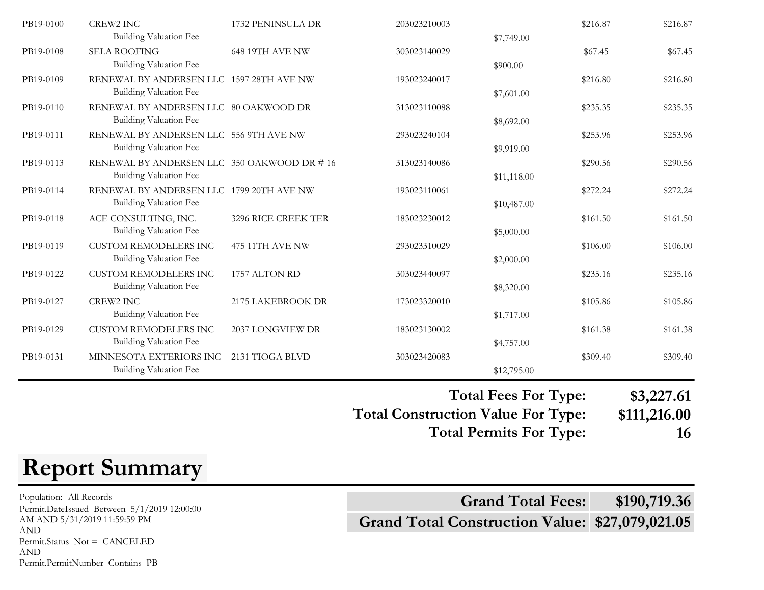| Permit | Applicant | Address | Parcel | Construction Value | Fee | Total |
|---|---|---|---|---|---|---|
| PB19-0100 | CREW2 INC | 1732 PENINSULA DR | 203023210003 | | $216.87 | $216.87 |
| | Building Valuation Fee | | | $7,749.00 | | |
| PB19-0108 | SELA ROOFING | 648 19TH AVE NW | 303023140029 | | $67.45 | $67.45 |
| | Building Valuation Fee | | | $900.00 | | |
| PB19-0109 | RENEWAL BY ANDERSEN LLC | 1597 28TH AVE NW | 193023240017 | | $216.80 | $216.80 |
| | Building Valuation Fee | | | $7,601.00 | | |
| PB19-0110 | RENEWAL BY ANDERSEN LLC | 80 OAKWOOD DR | 313023110088 | | $235.35 | $235.35 |
| | Building Valuation Fee | | | $8,692.00 | | |
| PB19-0111 | RENEWAL BY ANDERSEN LLC | 556 9TH AVE NW | 293023240104 | | $253.96 | $253.96 |
| | Building Valuation Fee | | | $9,919.00 | | |
| PB19-0113 | RENEWAL BY ANDERSEN LLC | 350 OAKWOOD DR # 16 | 313023140086 | | $290.56 | $290.56 |
| | Building Valuation Fee | | | $11,118.00 | | |
| PB19-0114 | RENEWAL BY ANDERSEN LLC | 1799 20TH AVE NW | 193023110061 | | $272.24 | $272.24 |
| | Building Valuation Fee | | | $10,487.00 | | |
| PB19-0118 | ACE CONSULTING, INC. | 3296 RICE CREEK TER | 183023230012 | | $161.50 | $161.50 |
| | Building Valuation Fee | | | $5,000.00 | | |
| PB19-0119 | CUSTOM REMODELERS INC | 475 11TH AVE NW | 293023310029 | | $106.00 | $106.00 |
| | Building Valuation Fee | | | $2,000.00 | | |
| PB19-0122 | CUSTOM REMODELERS INC | 1757 ALTON RD | 303023440097 | | $235.16 | $235.16 |
| | Building Valuation Fee | | | $8,320.00 | | |
| PB19-0127 | CREW2 INC | 2175 LAKEBROOK DR | 173023320010 | | $105.86 | $105.86 |
| | Building Valuation Fee | | | $1,717.00 | | |
| PB19-0129 | CUSTOM REMODELERS INC | 2037 LONGVIEW DR | 183023130002 | | $161.38 | $161.38 |
| | Building Valuation Fee | | | $4,757.00 | | |
| PB19-0131 | MINNESOTA EXTERIORS INC | 2131 TIOGA BLVD | 303023420083 | | $309.40 | $309.40 |
| | Building Valuation Fee | | | $12,795.00 | | |

**Total Fees For Type: $3,227.61**

**Total Construction Value For Type: $111,216.00**

**Total Permits For Type: 16**

# Report Summary

Population: All Records
Permit.DateIssued Between 5/1/2019 12:00:00 AM AND 5/31/2019 11:59:59 PM
AND
Permit.Status Not = CANCELED
AND
Permit.PermitNumber Contains PB

| | |
|---|---|
| **Grand Total Fees:** | **$190,719.36** |
| **Grand Total Construction Value:** | **$27,079,021.05** |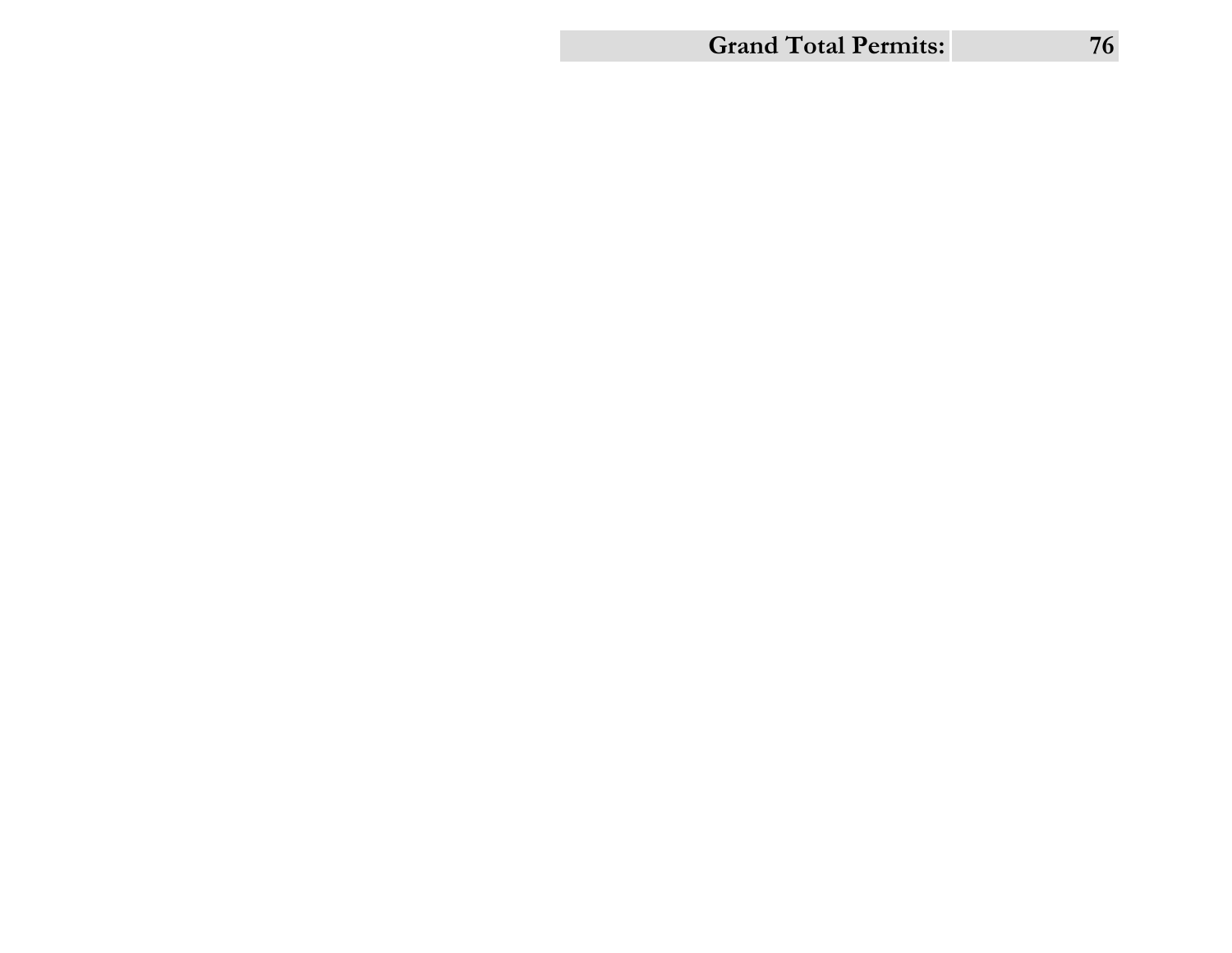| | |
|---|---|
| **Grand Total Permits:** | **76** |